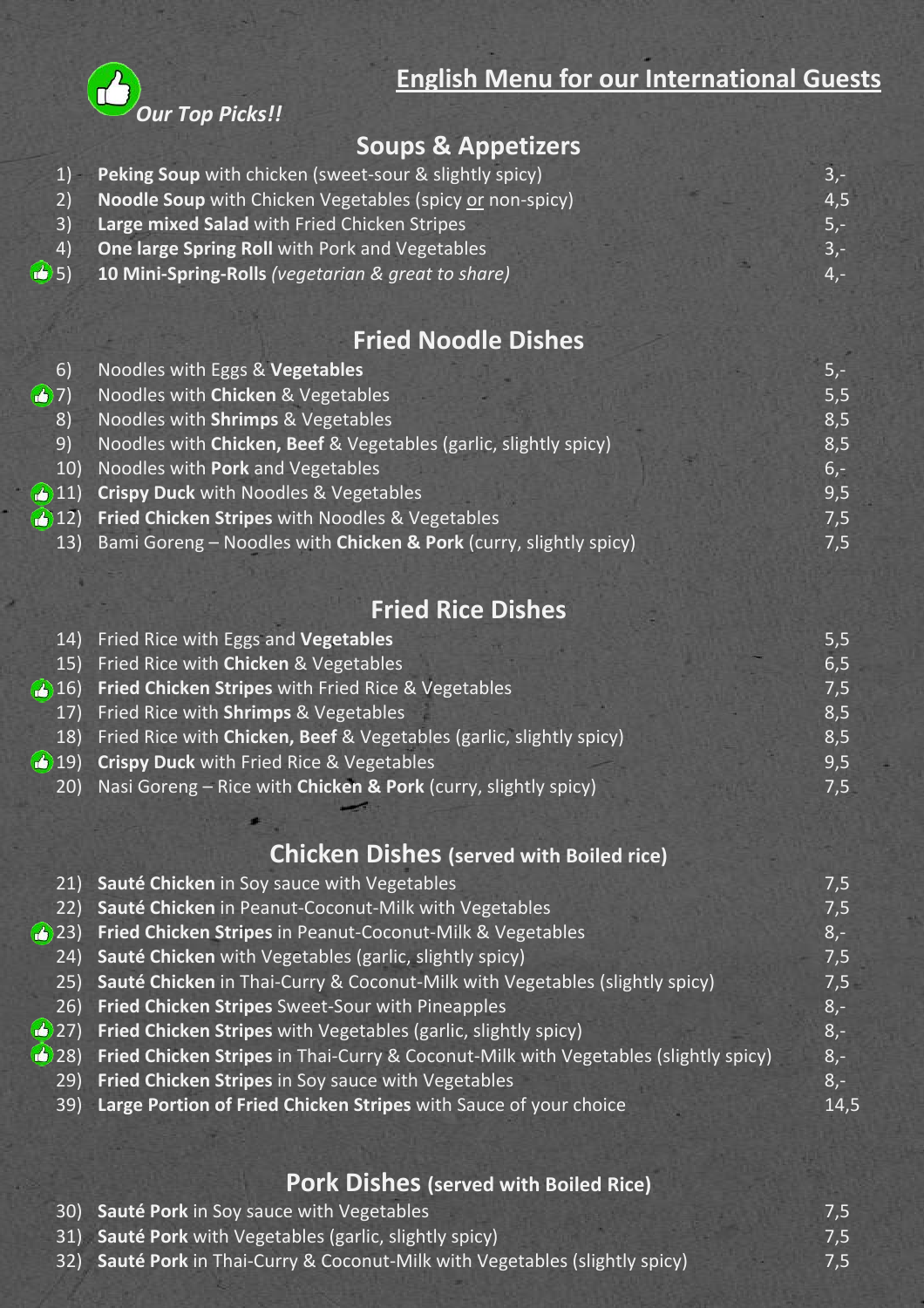## English Menu for our International Guests

👍 *Our Top Picks!!*

### Soups & Appetizers

| No. | Dish | Price |
|---|---|---|
| 1) | **Peking Soup** with chicken (sweet-sour & slightly spicy) | 3,- |
| 2) | **Noodle Soup** with Chicken Vegetables (spicy or non-spicy) | 4,5 |
| 3) | **Large mixed Salad** with Fried Chicken Stripes | 5,- |
| 4) | **One large Spring Roll** with Pork and Vegetables | 3,- |
| 👍 5) | **10 Mini-Spring-Rolls** *(vegetarian & great to share)* | 4,- |

### Fried Noodle Dishes

| No. | Dish | Price |
|---|---|---|
| 6) | Noodles with Eggs & **Vegetables** | 5,- |
| 👍 7) | Noodles with **Chicken** & Vegetables | 5,5 |
| 8) | Noodles with **Shrimps** & Vegetables | 8,5 |
| 9) | Noodles with **Chicken, Beef** & Vegetables (garlic, slightly spicy) | 8,5 |
| 10) | Noodles with **Pork** and Vegetables | 6,- |
| 👍 11) | **Crispy Duck** with Noodles & Vegetables | 9,5 |
| 👍 12) | **Fried Chicken Stripes** with Noodles & Vegetables | 7,5 |
| 13) | Bami Goreng – Noodles with **Chicken & Pork** (curry, slightly spicy) | 7,5 |

### Fried Rice Dishes

| No. | Dish | Price |
|---|---|---|
| 14) | Fried Rice with Eggs and **Vegetables** | 5,5 |
| 15) | Fried Rice with **Chicken** & Vegetables | 6,5 |
| 👍 16) | **Fried Chicken Stripes** with Fried Rice & Vegetables | 7,5 |
| 17) | Fried Rice with **Shrimps** & Vegetables | 8,5 |
| 18) | Fried Rice with **Chicken, Beef** & Vegetables (garlic, slightly spicy) | 8,5 |
| 👍 19) | **Crispy Duck** with Fried Rice & Vegetables | 9,5 |
| 20) | Nasi Goreng – Rice with **Chicken & Pork** (curry, slightly spicy) | 7,5 |

### Chicken Dishes (served with Boiled rice)

| No. | Dish | Price |
|---|---|---|
| 21) | **Sauté Chicken** in Soy sauce with Vegetables | 7,5 |
| 22) | **Sauté Chicken** in Peanut-Coconut-Milk with Vegetables | 7,5 |
| 👍 23) | **Fried Chicken Stripes** in Peanut-Coconut-Milk & Vegetables | 8,- |
| 24) | **Sauté Chicken** with Vegetables (garlic, slightly spicy) | 7,5 |
| 25) | **Sauté Chicken** in Thai-Curry & Coconut-Milk with Vegetables (slightly spicy) | 7,5 |
| 26) | **Fried Chicken Stripes** Sweet-Sour with Pineapples | 8,- |
| 👍 27) | **Fried Chicken Stripes** with Vegetables (garlic, slightly spicy) | 8,- |
| 👍 28) | **Fried Chicken Stripes** in Thai-Curry & Coconut-Milk with Vegetables (slightly spicy) | 8,- |
| 29) | **Fried Chicken Stripes** in Soy sauce with Vegetables | 8,- |
| 39) | **Large Portion of Fried Chicken Stripes** with Sauce of your choice | 14,5 |

### Pork Dishes (served with Boiled Rice)

| No. | Dish | Price |
|---|---|---|
| 30) | **Sauté Pork** in Soy sauce with Vegetables | 7,5 |
| 31) | **Sauté Pork** with Vegetables (garlic, slightly spicy) | 7,5 |
| 32) | **Sauté Pork** in Thai-Curry & Coconut-Milk with Vegetables (slightly spicy) | 7,5 |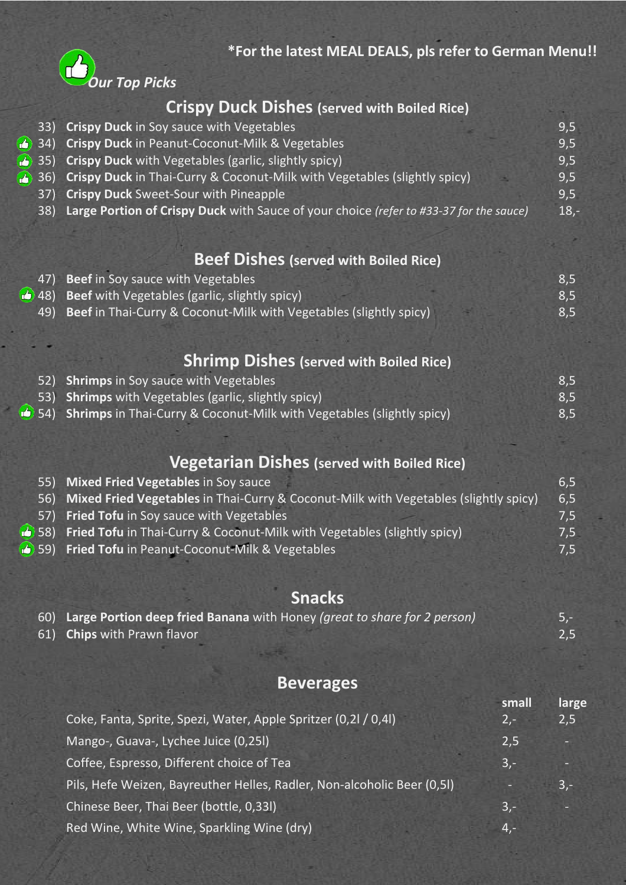**\*For the latest MEAL DEALS, pls refer to German Menu!!**

👍 *Our Top Picks*

## Crispy Duck Dishes (served with Boiled Rice)

| | | |
|---|---|---|
| 33) | **Crispy Duck** in Soy sauce with Vegetables | 9,5 |
| 👍 34) | **Crispy Duck** in Peanut-Coconut-Milk & Vegetables | 9,5 |
| 👍 35) | **Crispy Duck** with Vegetables (garlic, slightly spicy) | 9,5 |
| 👍 36) | **Crispy Duck** in Thai-Curry & Coconut-Milk with Vegetables (slightly spicy) | 9,5 |
| 37) | **Crispy Duck** Sweet-Sour with Pineapple | 9,5 |
| 38) | **Large Portion of Crispy Duck** with Sauce of your choice *(refer to #33-37 for the sauce)* | 18,- |

## Beef Dishes (served with Boiled Rice)

| | | |
|---|---|---|
| 47) | **Beef** in Soy sauce with Vegetables | 8,5 |
| 👍 48) | **Beef** with Vegetables (garlic, slightly spicy) | 8,5 |
| 49) | **Beef** in Thai-Curry & Coconut-Milk with Vegetables (slightly spicy) | 8,5 |

## Shrimp Dishes (served with Boiled Rice)

| | | |
|---|---|---|
| 52) | **Shrimps** in Soy sauce with Vegetables | 8,5 |
| 53) | **Shrimps** with Vegetables (garlic, slightly spicy) | 8,5 |
| 👍 54) | **Shrimps** in Thai-Curry & Coconut-Milk with Vegetables (slightly spicy) | 8,5 |

## Vegetarian Dishes (served with Boiled Rice)

| | | |
|---|---|---|
| 55) | **Mixed Fried Vegetables** in Soy sauce | 6,5 |
| 56) | **Mixed Fried Vegetables** in Thai-Curry & Coconut-Milk with Vegetables (slightly spicy) | 6,5 |
| 57) | **Fried Tofu** in Soy sauce with Vegetables | 7,5 |
| 👍 58) | **Fried Tofu** in Thai-Curry & Coconut-Milk with Vegetables (slightly spicy) | 7,5 |
| 👍 59) | **Fried Tofu** in Peanut-Coconut-Milk & Vegetables | 7,5 |

## Snacks

| | | |
|---|---|---|
| 60) | **Large Portion deep fried Banana** with Honey *(great to share for 2 person)* | 5,- |
| 61) | **Chips** with Prawn flavor | 2,5 |

## Beverages

| | small | large |
|---|---|---|
| Coke, Fanta, Sprite, Spezi, Water, Apple Spritzer (0,2l / 0,4l) | 2,- | 2,5 |
| Mango-, Guava-, Lychee Juice (0,25l) | 2,5 | - |
| Coffee, Espresso, Different choice of Tea | 3,- | - |
| Pils, Hefe Weizen, Bayreuther Helles, Radler, Non-alcoholic Beer (0,5l) | - | 3,- |
| Chinese Beer, Thai Beer (bottle, 0,33l) | 3,- | - |
| Red Wine, White Wine, Sparkling Wine (dry) | 4,- | |